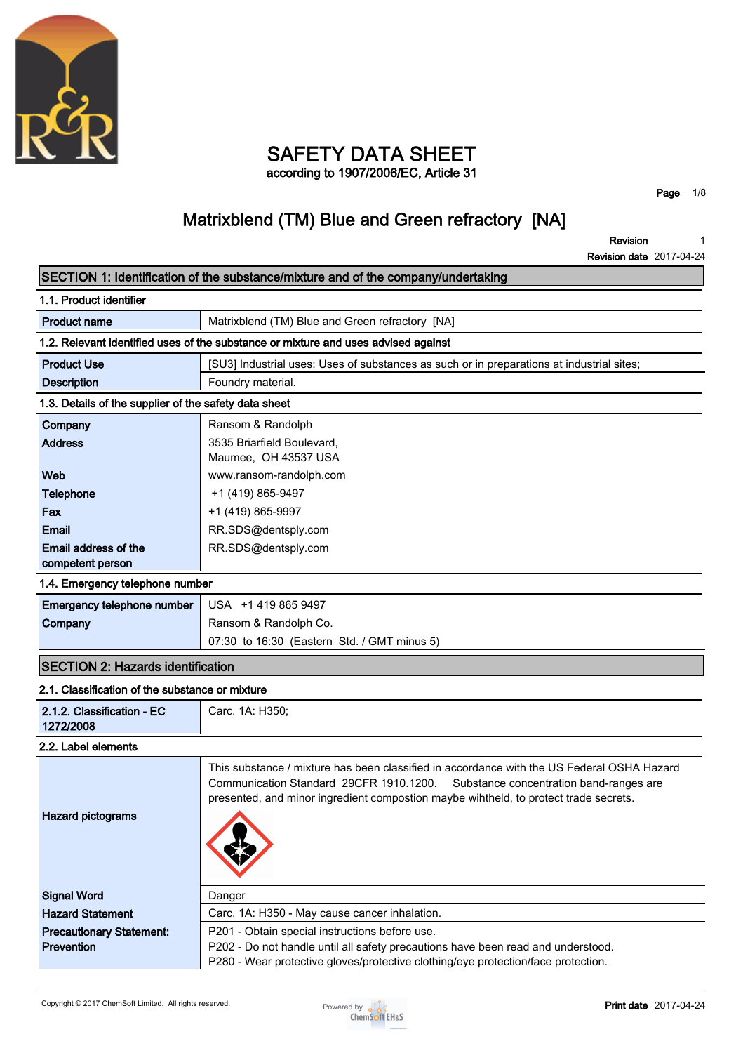# SAFETY DATA SHEET

according to 1907/2006/EC, Article 31

## Matrixblend (TM) Blue and Green refractory [NA]

**Revision** 1
**Revision date** 2017-04-24

## SECTION 1: Identification of the substance/mixture and of the company/undertaking

### 1.1. Product identifier

| | |
|---|---|
| **Product name** | Matrixblend (TM) Blue and Green refractory [NA] |

### 1.2. Relevant identified uses of the substance or mixture and uses advised against

| | |
|---|---|
| **Product Use** | [SU3] Industrial uses: Uses of substances as such or in preparations at industrial sites; |
| **Description** | Foundry material. |

### 1.3. Details of the supplier of the safety data sheet

| | |
|---|---|
| **Company** | Ransom & Randolph |
| **Address** | 3535 Briarfield Boulevard,<br>Maumee, OH 43537 USA |
| **Web** | www.ransom-randolph.com |
| **Telephone** | +1 (419) 865-9497 |
| **Fax** | +1 (419) 865-9997 |
| **Email** | RR.SDS@dentsply.com |
| **Email address of the competent person** | RR.SDS@dentsply.com |

### 1.4. Emergency telephone number

| | |
|---|---|
| **Emergency telephone number** | USA +1 419 865 9497 |
| **Company** | Ransom & Randolph Co.<br>07:30 to 16:30 (Eastern Std. / GMT minus 5) |

## SECTION 2: Hazards identification

### 2.1. Classification of the substance or mixture

| | |
|---|---|
| **2.1.2. Classification - EC 1272/2008** | Carc. 1A: H350; |

### 2.2. Label elements

| | |
|---|---|
| **Hazard pictograms** | This substance / mixture has been classified in accordance with the US Federal OSHA Hazard Communication Standard 29CFR 1910.1200. Substance concentration band-ranges are presented, and minor ingredient compostion maybe wihtheld, to protect trade secrets. |
| **Signal Word** | Danger |
| **Hazard Statement** | Carc. 1A: H350 - May cause cancer inhalation. |
| **Precautionary Statement: Prevention** | P201 - Obtain special instructions before use.<br>P202 - Do not handle until all safety precautions have been read and understood.<br>P280 - Wear protective gloves/protective clothing/eye protection/face protection. |

Copyright © 2017 ChemSoft Limited. All rights reserved.

**Print date** 2017-04-24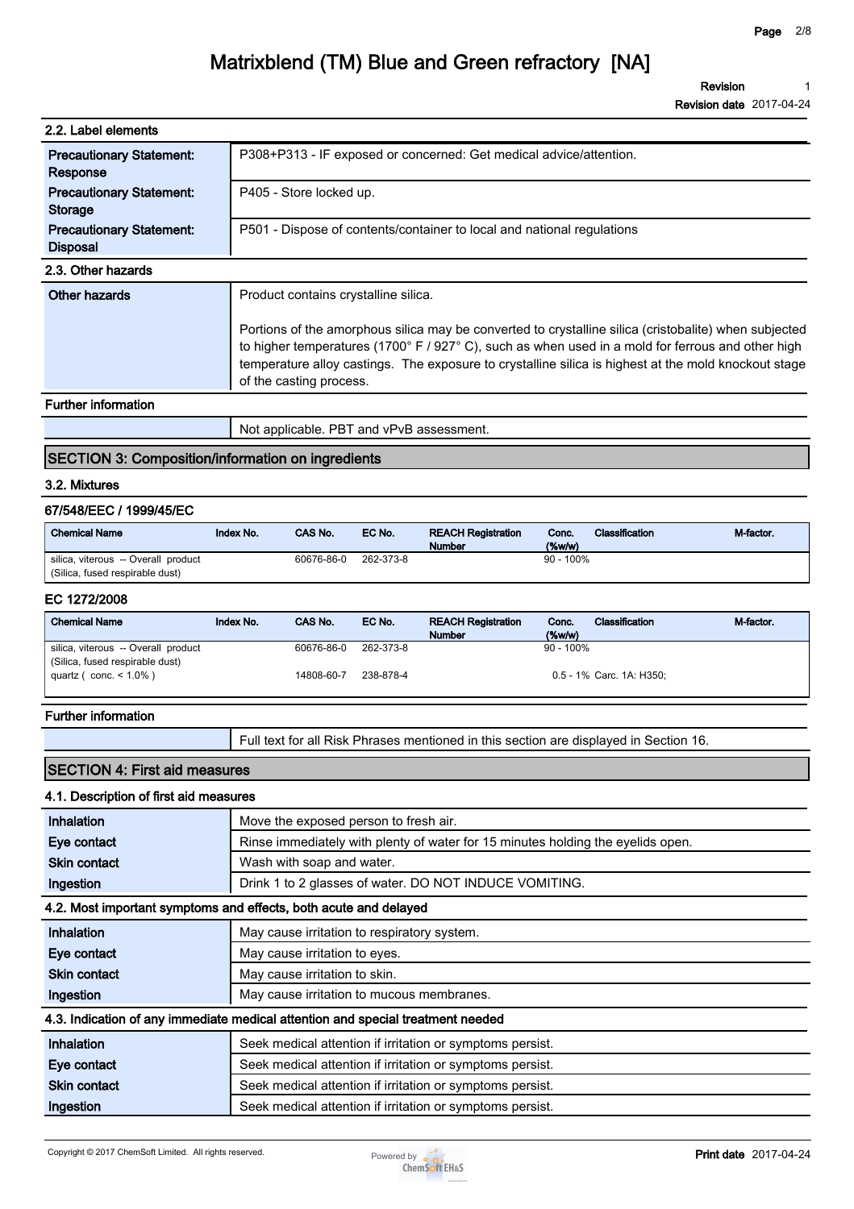# Matrixblend (TM) Blue and Green refractory [NA]

**Revision** 1
**Revision date** 2017-04-24

### 2.2. Label elements

| | |
|---|---|
| **Precautionary Statement: Response** | P308+P313 - IF exposed or concerned: Get medical advice/attention. |
| **Precautionary Statement: Storage** | P405 - Store locked up. |
| **Precautionary Statement: Disposal** | P501 - Dispose of contents/container to local and national regulations |

### 2.3. Other hazards

| | |
|---|---|
| **Other hazards** | Product contains crystalline silica.<br><br>Portions of the amorphous silica may be converted to crystalline silica (cristobalite) when subjected to higher temperatures (1700° F / 927° C), such as when used in a mold for ferrous and other high temperature alloy castings. The exposure to crystalline silica is highest at the mold knockout stage of the casting process. |

### Further information

| | |
|---|---|
| | Not applicable. PBT and vPvB assessment. |

## SECTION 3: Composition/information on ingredients

### 3.2. Mixtures

#### 67/548/EEC / 1999/45/EC

| Chemical Name | Index No. | CAS No. | EC No. | REACH Registration Number | Conc. (%w/w) | Classification | M-factor. |
|---|---|---|---|---|---|---|---|
| silica, viterous -- Overall product (Silica, fused respirable dust) | | 60676-86-0 | 262-373-8 | | 90 - 100% | | |

#### EC 1272/2008

| Chemical Name | Index No. | CAS No. | EC No. | REACH Registration Number | Conc. (%w/w) | Classification | M-factor. |
|---|---|---|---|---|---|---|---|
| silica, viterous -- Overall product (Silica, fused respirable dust) | | 60676-86-0 | 262-373-8 | | 90 - 100% | | |
| quartz ( conc. < 1.0% ) | | 14808-60-7 | 238-878-4 | | 0.5 - 1% | Carc. 1A: H350; | |

### Further information

| | |
|---|---|
| | Full text for all Risk Phrases mentioned in this section are displayed in Section 16. |

## SECTION 4: First aid measures

### 4.1. Description of first aid measures

| | |
|---|---|
| **Inhalation** | Move the exposed person to fresh air. |
| **Eye contact** | Rinse immediately with plenty of water for 15 minutes holding the eyelids open. |
| **Skin contact** | Wash with soap and water. |
| **Ingestion** | Drink 1 to 2 glasses of water. DO NOT INDUCE VOMITING. |

### 4.2. Most important symptoms and effects, both acute and delayed

| | |
|---|---|
| **Inhalation** | May cause irritation to respiratory system. |
| **Eye contact** | May cause irritation to eyes. |
| **Skin contact** | May cause irritation to skin. |
| **Ingestion** | May cause irritation to mucous membranes. |

### 4.3. Indication of any immediate medical attention and special treatment needed

| | |
|---|---|
| **Inhalation** | Seek medical attention if irritation or symptoms persist. |
| **Eye contact** | Seek medical attention if irritation or symptoms persist. |
| **Skin contact** | Seek medical attention if irritation or symptoms persist. |
| **Ingestion** | Seek medical attention if irritation or symptoms persist. |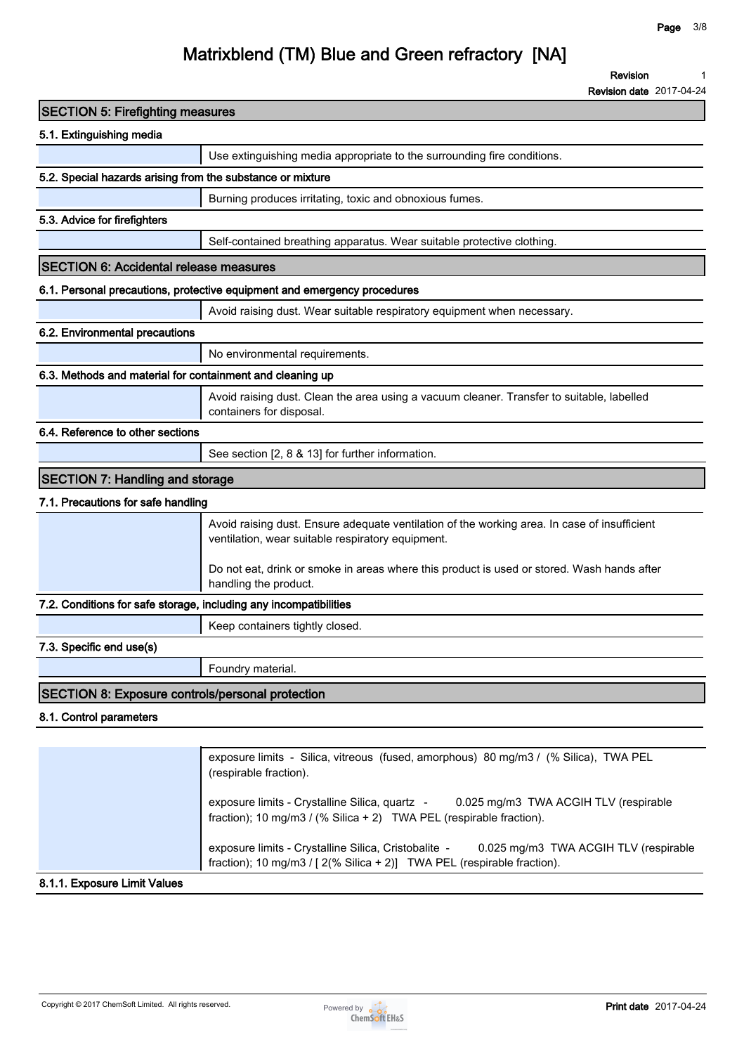# Matrixblend (TM) Blue and Green refractory [NA]

**Revision** 1
**Revision date** 2017-04-24

## SECTION 5: Firefighting measures

### 5.1. Extinguishing media

Use extinguishing media appropriate to the surrounding fire conditions.

### 5.2. Special hazards arising from the substance or mixture

Burning produces irritating, toxic and obnoxious fumes.

### 5.3. Advice for firefighters

Self-contained breathing apparatus. Wear suitable protective clothing.

## SECTION 6: Accidental release measures

### 6.1. Personal precautions, protective equipment and emergency procedures

Avoid raising dust. Wear suitable respiratory equipment when necessary.

### 6.2. Environmental precautions

No environmental requirements.

### 6.3. Methods and material for containment and cleaning up

Avoid raising dust. Clean the area using a vacuum cleaner. Transfer to suitable, labelled containers for disposal.

### 6.4. Reference to other sections

See section [2, 8 & 13] for further information.

## SECTION 7: Handling and storage

### 7.1. Precautions for safe handling

Avoid raising dust. Ensure adequate ventilation of the working area. In case of insufficient ventilation, wear suitable respiratory equipment.

Do not eat, drink or smoke in areas where this product is used or stored. Wash hands after handling the product.

### 7.2. Conditions for safe storage, including any incompatibilities

Keep containers tightly closed.

### 7.3. Specific end use(s)

Foundry material.

## SECTION 8: Exposure controls/personal protection

### 8.1. Control parameters

exposure limits - Silica, vitreous (fused, amorphous) 80 mg/m3 / (% Silica), TWA PEL (respirable fraction).

exposure limits - Crystalline Silica, quartz - 0.025 mg/m3 TWA ACGIH TLV (respirable fraction); 10 mg/m3 / (% Silica + 2) TWA PEL (respirable fraction).

exposure limits - Crystalline Silica, Cristobalite - 0.025 mg/m3 TWA ACGIH TLV (respirable fraction); 10 mg/m3 / [ 2(% Silica + 2)] TWA PEL (respirable fraction).

### 8.1.1. Exposure Limit Values

Copyright © 2017 ChemSoft Limited. All rights reserved.

**Print date** 2017-04-24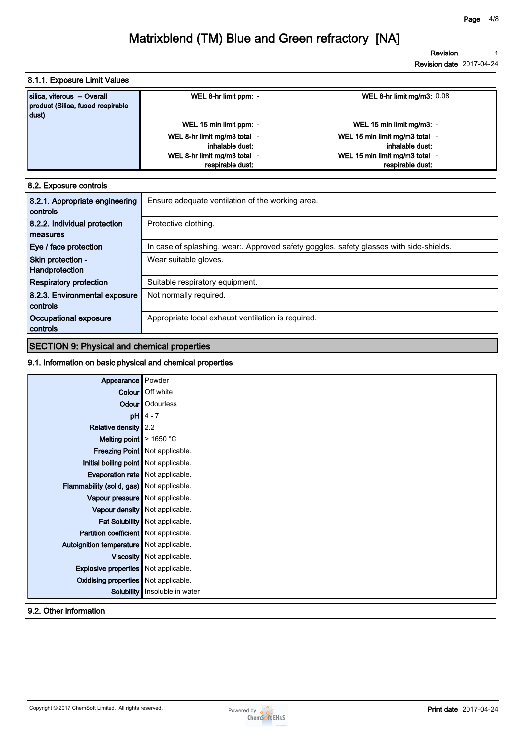# Matrixblend (TM) Blue and Green refractory [NA]

**Revision** 1
**Revision date** 2017-04-24

### 8.1.1. Exposure Limit Values

| silica, viterous -- Overall product (Silica, fused respirable dust) | **WEL 8-hr limit ppm:** - | **WEL 8-hr limit mg/m3:** 0.08 |
|---|---|---|
| | **WEL 15 min limit ppm:** - | **WEL 15 min limit mg/m3:** - |
| | **WEL 8-hr limit mg/m3 total inhalable dust:** - | **WEL 15 min limit mg/m3 total inhalable dust:** - |
| | **WEL 8-hr limit mg/m3 total respirable dust:** - | **WEL 15 min limit mg/m3 total respirable dust:** - |

### 8.2. Exposure controls

| | |
|---|---|
| **8.2.1. Appropriate engineering controls** | Ensure adequate ventilation of the working area. |
| **8.2.2. Individual protection measures** | Protective clothing. |
| **Eye / face protection** | In case of splashing, wear:. Approved safety goggles. safety glasses with side-shields. |
| **Skin protection - Handprotection** | Wear suitable gloves. |
| **Respiratory protection** | Suitable respiratory equipment. |
| **8.2.3. Environmental exposure controls** | Not normally required. |
| **Occupational exposure controls** | Appropriate local exhaust ventilation is required. |

## SECTION 9: Physical and chemical properties

### 9.1. Information on basic physical and chemical properties

| | |
|---|---|
| **Appearance** | Powder |
| **Colour** | Off white |
| **Odour** | Odourless |
| **pH** | 4 - 7 |
| **Relative density** | 2.2 |
| **Melting point** | > 1650 °C |
| **Freezing Point** | Not applicable. |
| **Initial boiling point** | Not applicable. |
| **Evaporation rate** | Not applicable. |
| **Flammability (solid, gas)** | Not applicable. |
| **Vapour pressure** | Not applicable. |
| **Vapour density** | Not applicable. |
| **Fat Solubility** | Not applicable. |
| **Partition coefficient** | Not applicable. |
| **Autoignition temperature** | Not applicable. |
| **Viscosity** | Not applicable. |
| **Explosive properties** | Not applicable. |
| **Oxidising properties** | Not applicable. |
| **Solubility** | Insoluble in water |

### 9.2. Other information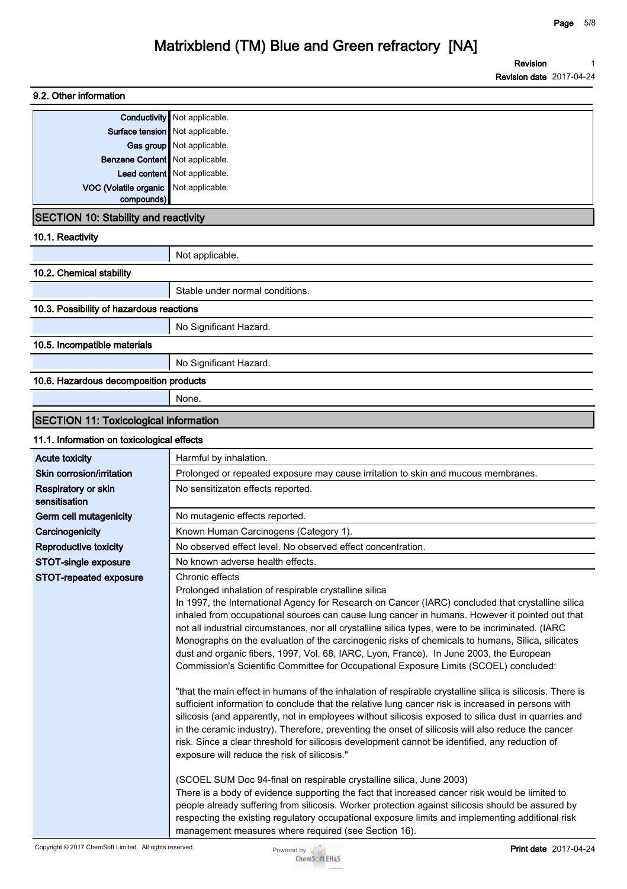### 9.2. Other information

| | |
|---|---|
| **Conductivity** | Not applicable. |
| **Surface tension** | Not applicable. |
| **Gas group** | Not applicable. |
| **Benzene Content** | Not applicable. |
| **Lead content** | Not applicable. |
| **VOC (Volatile organic compounds)** | Not applicable. |

## SECTION 10: Stability and reactivity

### 10.1. Reactivity

Not applicable.

### 10.2. Chemical stability

Stable under normal conditions.

### 10.3. Possibility of hazardous reactions

No Significant Hazard.

### 10.5. Incompatible materials

No Significant Hazard.

### 10.6. Hazardous decomposition products

None.

## SECTION 11: Toxicological information

### 11.1. Information on toxicological effects

| | |
|---|---|
| **Acute toxicity** | Harmful by inhalation. |
| **Skin corrosion/irritation** | Prolonged or repeated exposure may cause irritation to skin and mucous membranes. |
| **Respiratory or skin sensitisation** | No sensitizaton effects reported. |
| **Germ cell mutagenicity** | No mutagenic effects reported. |
| **Carcinogenicity** | Known Human Carcinogens (Category 1). |
| **Reproductive toxicity** | No observed effect level. No observed effect concentration. |
| **STOT-single exposure** | No known adverse health effects. |
| **STOT-repeated exposure** | Chronic effects<br>Prolonged inhalation of respirable crystalline silica<br>In 1997, the International Agency for Research on Cancer (IARC) concluded that crystalline silica inhaled from occupational sources can cause lung cancer in humans. However it pointed out that not all industrial circumstances, nor all crystalline silica types, were to be incriminated. (IARC Monographs on the evaluation of the carcinogenic risks of chemicals to humans, Silica, silicates dust and organic fibers, 1997, Vol. 68, IARC, Lyon, France). In June 2003, the European Commission's Scientific Committee for Occupational Exposure Limits (SCOEL) concluded:<br><br>"that the main effect in humans of the inhalation of respirable crystalline silica is silicosis. There is sufficient information to conclude that the relative lung cancer risk is increased in persons with silicosis (and apparently, not in employees without silicosis exposed to silica dust in quarries and in the ceramic industry). Therefore, preventing the onset of silicosis will also reduce the cancer risk. Since a clear threshold for silicosis development cannot be identified, any reduction of exposure will reduce the risk of silicosis."<br><br>(SCOEL SUM Doc 94-final on respirable crystalline silica, June 2003)<br>There is a body of evidence supporting the fact that increased cancer risk would be limited to people already suffering from silicosis. Worker protection against silicosis should be assured by respecting the existing regulatory occupational exposure limits and implementing additional risk management measures where required (see Section 16). |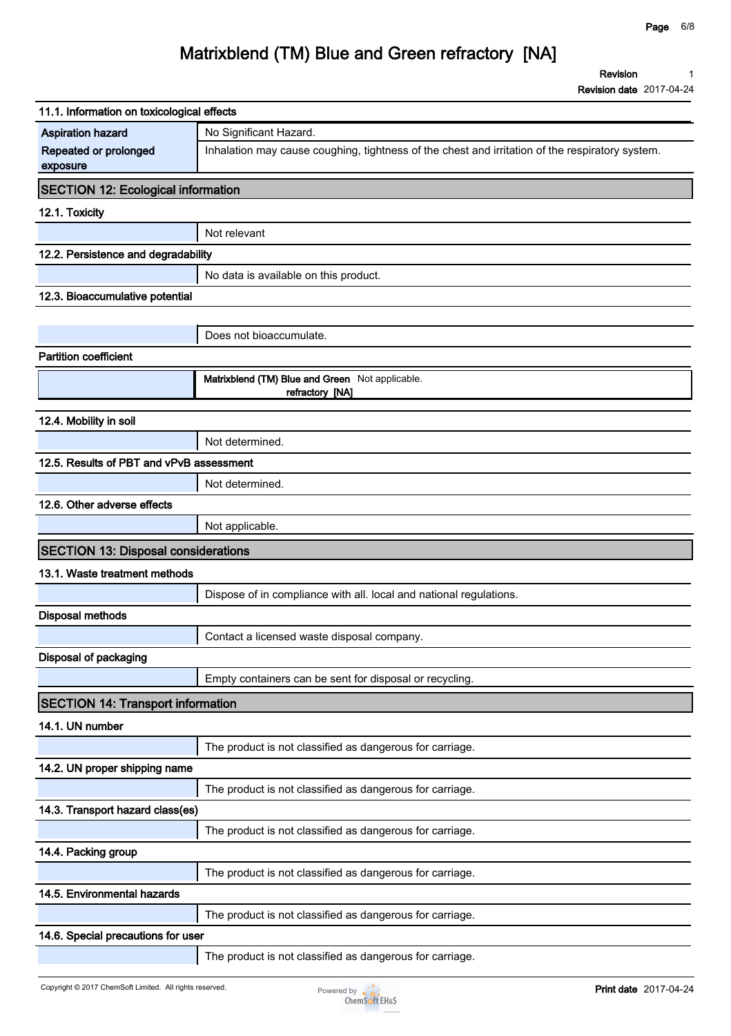### 11.1. Information on toxicological effects

| | |
|---|---|
| **Aspiration hazard** | No Significant Hazard. |
| **Repeated or prolonged exposure** | Inhalation may cause coughing, tightness of the chest and irritation of the respiratory system. |

## SECTION 12: Ecological information

### 12.1. Toxicity

Not relevant

### 12.2. Persistence and degradability

No data is available on this product.

### 12.3. Bioaccumulative potential

Does not bioaccumulate.

**Partition coefficient**

| | |
|---|---|
| **Matrixblend (TM) Blue and Green refractory [NA]** | Not applicable. |

### 12.4. Mobility in soil

Not determined.

### 12.5. Results of PBT and vPvB assessment

Not determined.

### 12.6. Other adverse effects

Not applicable.

## SECTION 13: Disposal considerations

### 13.1. Waste treatment methods

Dispose of in compliance with all. local and national regulations.

**Disposal methods**

Contact a licensed waste disposal company.

**Disposal of packaging**

Empty containers can be sent for disposal or recycling.

## SECTION 14: Transport information

### 14.1. UN number

The product is not classified as dangerous for carriage.

### 14.2. UN proper shipping name

The product is not classified as dangerous for carriage.

### 14.3. Transport hazard class(es)

The product is not classified as dangerous for carriage.

### 14.4. Packing group

The product is not classified as dangerous for carriage.

### 14.5. Environmental hazards

The product is not classified as dangerous for carriage.

### 14.6. Special precautions for user

The product is not classified as dangerous for carriage.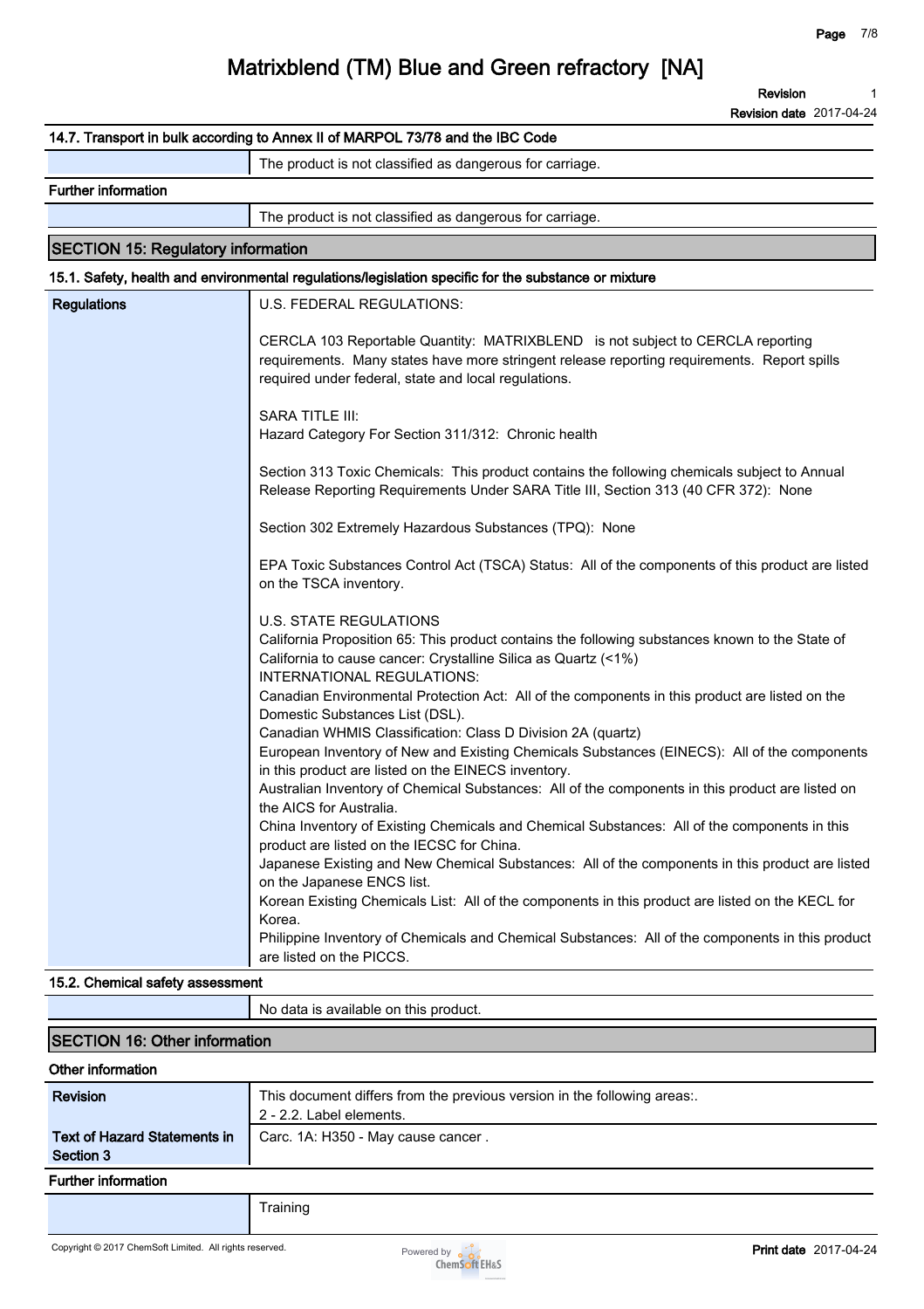### 14.7. Transport in bulk according to Annex II of MARPOL 73/78 and the IBC Code

| | |
|---|---|
| | The product is not classified as dangerous for carriage. |

**Further information**

| | |
|---|---|
| | The product is not classified as dangerous for carriage. |

## SECTION 15: Regulatory information

### 15.1. Safety, health and environmental regulations/legislation specific for the substance or mixture

**Regulations**

U.S. FEDERAL REGULATIONS:

CERCLA 103 Reportable Quantity: MATRIXBLEND is not subject to CERCLA reporting requirements. Many states have more stringent release reporting requirements. Report spills required under federal, state and local regulations.

SARA TITLE III:
Hazard Category For Section 311/312: Chronic health

Section 313 Toxic Chemicals: This product contains the following chemicals subject to Annual Release Reporting Requirements Under SARA Title III, Section 313 (40 CFR 372): None

Section 302 Extremely Hazardous Substances (TPQ): None

EPA Toxic Substances Control Act (TSCA) Status: All of the components of this product are listed on the TSCA inventory.

U.S. STATE REGULATIONS
California Proposition 65: This product contains the following substances known to the State of California to cause cancer: Crystalline Silica as Quartz (<1%)
INTERNATIONAL REGULATIONS:
Canadian Environmental Protection Act: All of the components in this product are listed on the Domestic Substances List (DSL).
Canadian WHMIS Classification: Class D Division 2A (quartz)
European Inventory of New and Existing Chemicals Substances (EINECS): All of the components in this product are listed on the EINECS inventory.
Australian Inventory of Chemical Substances: All of the components in this product are listed on the AICS for Australia.
China Inventory of Existing Chemicals and Chemical Substances: All of the components in this product are listed on the IECSC for China.
Japanese Existing and New Chemical Substances: All of the components in this product are listed on the Japanese ENCS list.
Korean Existing Chemicals List: All of the components in this product are listed on the KECL for Korea.
Philippine Inventory of Chemicals and Chemical Substances: All of the components in this product are listed on the PICCS.

### 15.2. Chemical safety assessment

| | |
|---|---|
| | No data is available on this product. |

## SECTION 16: Other information

**Other information**

| | |
|---|---|
| **Revision** | This document differs from the previous version in the following areas:.<br>2 - 2.2. Label elements. |
| **Text of Hazard Statements in Section 3** | Carc. 1A: H350 - May cause cancer . |

**Further information**

| | |
|---|---|
| | Training |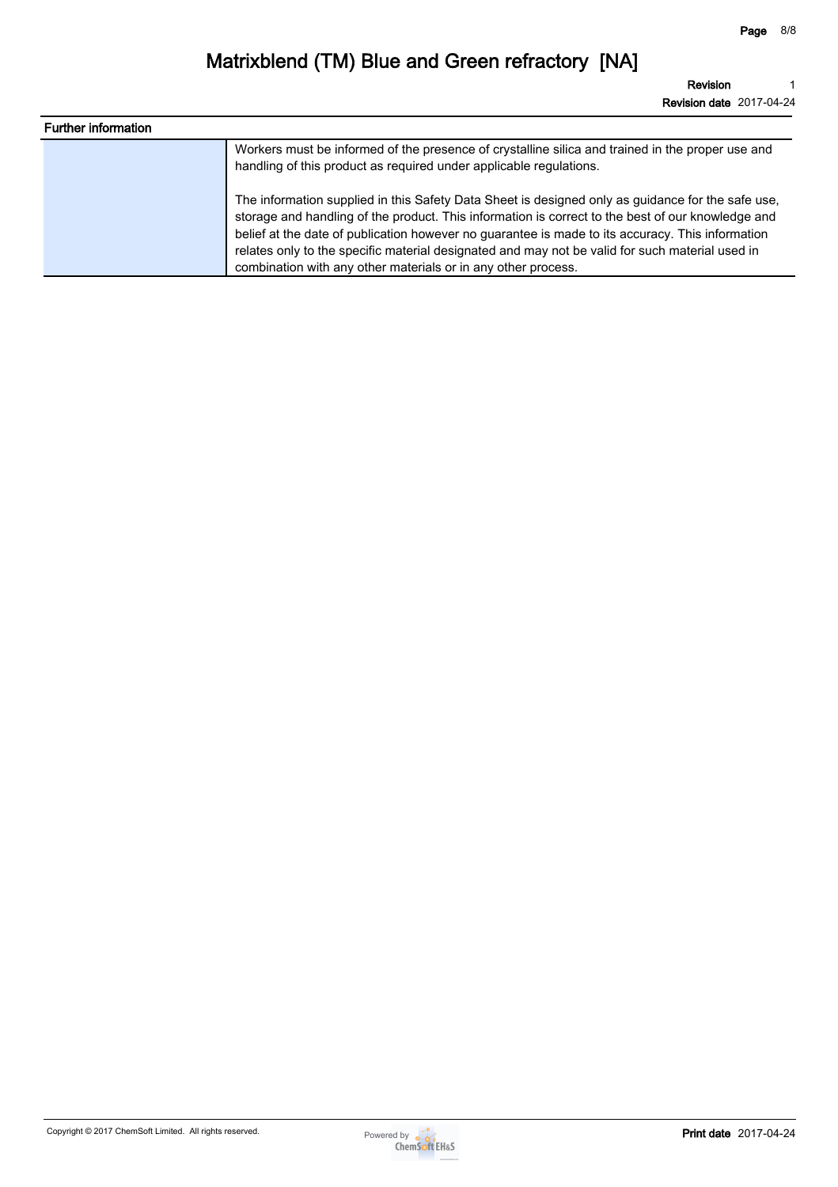## Further information

| | |
|---|---|
| | Workers must be informed of the presence of crystalline silica and trained in the proper use and handling of this product as required under applicable regulations.<br><br>The information supplied in this Safety Data Sheet is designed only as guidance for the safe use, storage and handling of the product. This information is correct to the best of our knowledge and belief at the date of publication however no guarantee is made to its accuracy. This information relates only to the specific material designated and may not be valid for such material used in combination with any other materials or in any other process. |